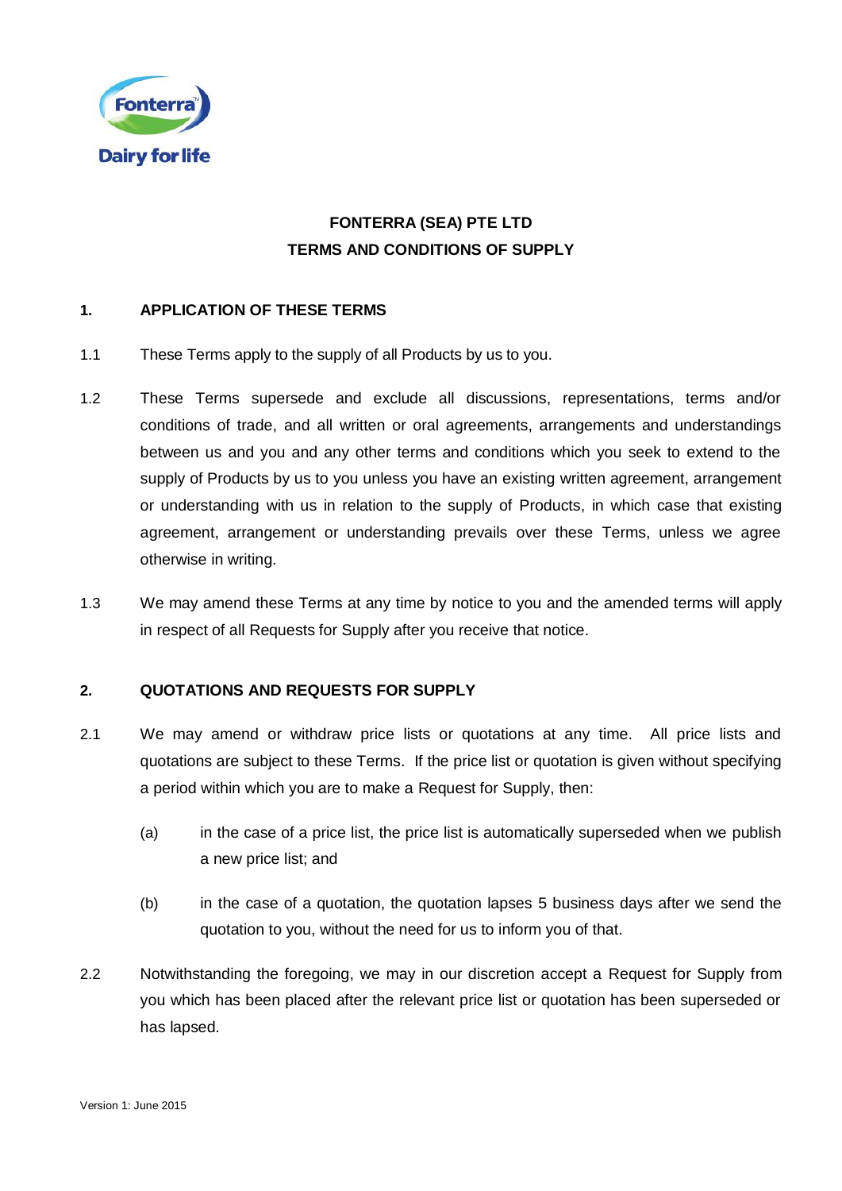# FONTERRA (SEA) PTE LTD
# TERMS AND CONDITIONS OF SUPPLY

## 1. APPLICATION OF THESE TERMS

1.1 These Terms apply to the supply of all Products by us to you.

1.2 These Terms supersede and exclude all discussions, representations, terms and/or conditions of trade, and all written or oral agreements, arrangements and understandings between us and you and any other terms and conditions which you seek to extend to the supply of Products by us to you unless you have an existing written agreement, arrangement or understanding with us in relation to the supply of Products, in which case that existing agreement, arrangement or understanding prevails over these Terms, unless we agree otherwise in writing.

1.3 We may amend these Terms at any time by notice to you and the amended terms will apply in respect of all Requests for Supply after you receive that notice.

## 2. QUOTATIONS AND REQUESTS FOR SUPPLY

2.1 We may amend or withdraw price lists or quotations at any time. All price lists and quotations are subject to these Terms. If the price list or quotation is given without specifying a period within which you are to make a Request for Supply, then:

(a) in the case of a price list, the price list is automatically superseded when we publish a new price list; and

(b) in the case of a quotation, the quotation lapses 5 business days after we send the quotation to you, without the need for us to inform you of that.

2.2 Notwithstanding the foregoing, we may in our discretion accept a Request for Supply from you which has been placed after the relevant price list or quotation has been superseded or has lapsed.

Version 1: June 2015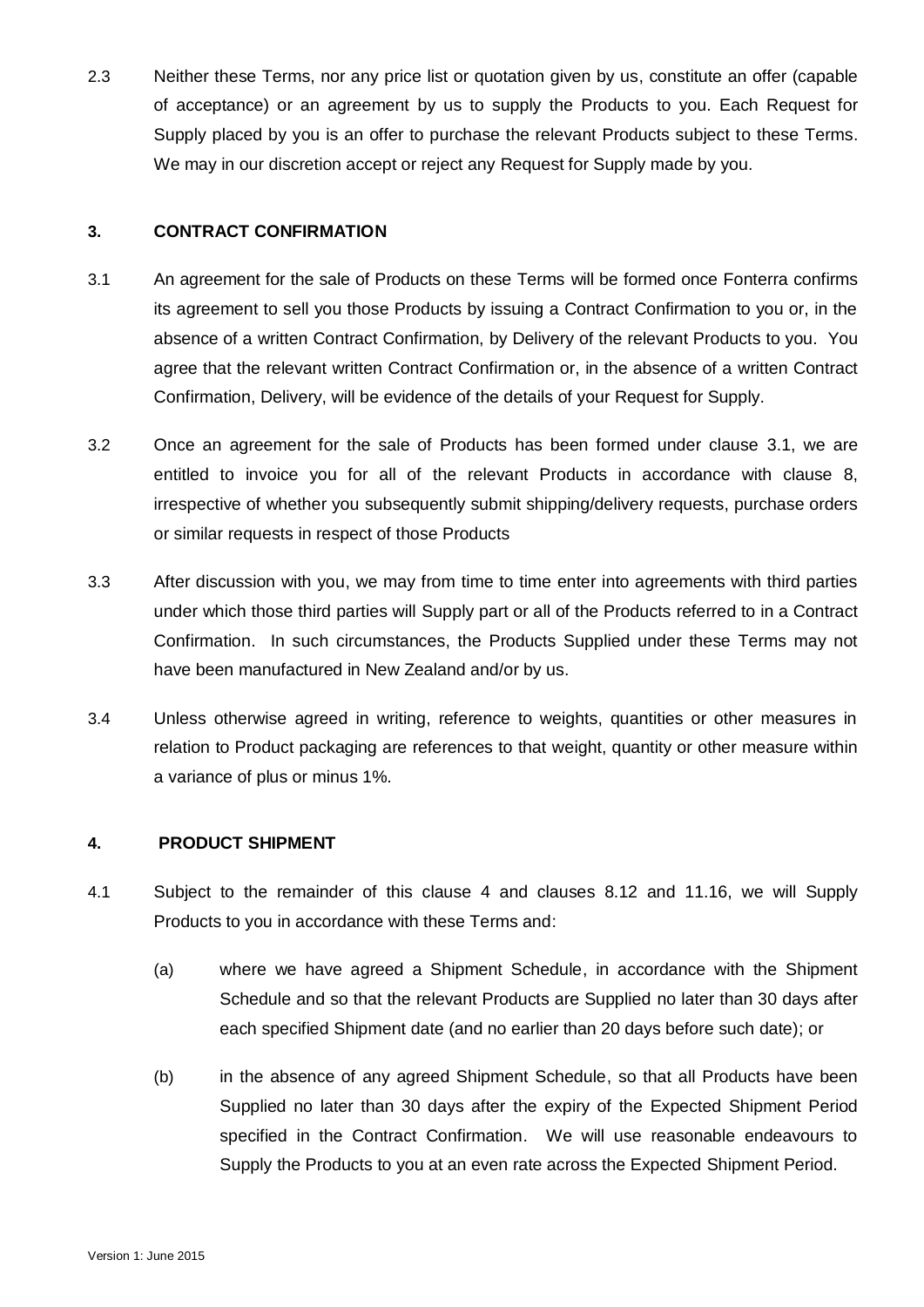2.3 Neither these Terms, nor any price list or quotation given by us, constitute an offer (capable of acceptance) or an agreement by us to supply the Products to you. Each Request for Supply placed by you is an offer to purchase the relevant Products subject to these Terms. We may in our discretion accept or reject any Request for Supply made by you.

## 3. CONTRACT CONFIRMATION

3.1 An agreement for the sale of Products on these Terms will be formed once Fonterra confirms its agreement to sell you those Products by issuing a Contract Confirmation to you or, in the absence of a written Contract Confirmation, by Delivery of the relevant Products to you. You agree that the relevant written Contract Confirmation or, in the absence of a written Contract Confirmation, Delivery, will be evidence of the details of your Request for Supply.

3.2 Once an agreement for the sale of Products has been formed under clause 3.1, we are entitled to invoice you for all of the relevant Products in accordance with clause 8, irrespective of whether you subsequently submit shipping/delivery requests, purchase orders or similar requests in respect of those Products

3.3 After discussion with you, we may from time to time enter into agreements with third parties under which those third parties will Supply part or all of the Products referred to in a Contract Confirmation. In such circumstances, the Products Supplied under these Terms may not have been manufactured in New Zealand and/or by us.

3.4 Unless otherwise agreed in writing, reference to weights, quantities or other measures in relation to Product packaging are references to that weight, quantity or other measure within a variance of plus or minus 1%.

## 4. PRODUCT SHIPMENT

4.1 Subject to the remainder of this clause 4 and clauses 8.12 and 11.16, we will Supply Products to you in accordance with these Terms and:

(a) where we have agreed a Shipment Schedule, in accordance with the Shipment Schedule and so that the relevant Products are Supplied no later than 30 days after each specified Shipment date (and no earlier than 20 days before such date); or

(b) in the absence of any agreed Shipment Schedule, so that all Products have been Supplied no later than 30 days after the expiry of the Expected Shipment Period specified in the Contract Confirmation. We will use reasonable endeavours to Supply the Products to you at an even rate across the Expected Shipment Period.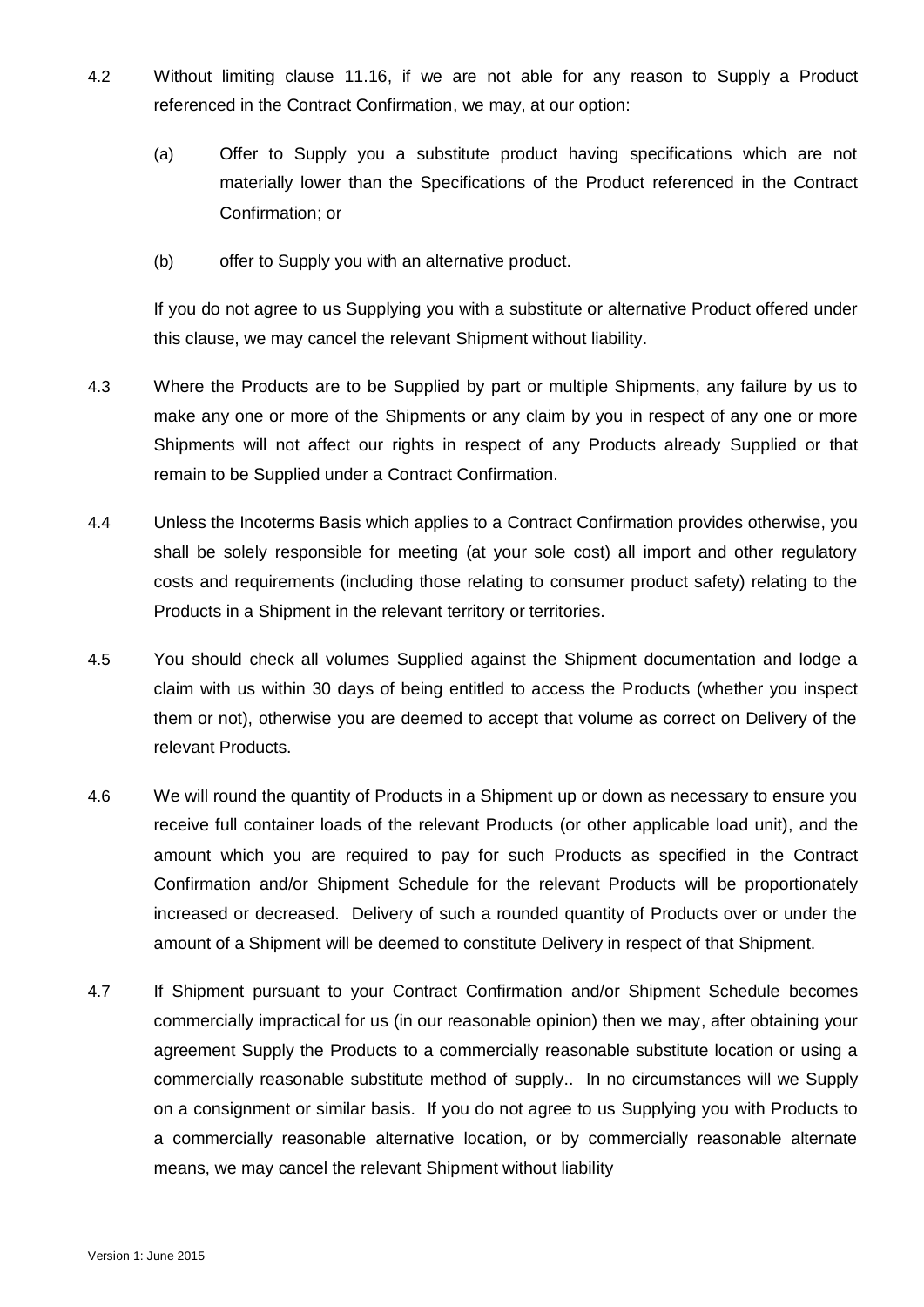4.2 Without limiting clause 11.16, if we are not able for any reason to Supply a Product referenced in the Contract Confirmation, we may, at our option:

  (a) Offer to Supply you a substitute product having specifications which are not materially lower than the Specifications of the Product referenced in the Contract Confirmation; or

  (b) offer to Supply you with an alternative product.

  If you do not agree to us Supplying you with a substitute or alternative Product offered under this clause, we may cancel the relevant Shipment without liability.

4.3 Where the Products are to be Supplied by part or multiple Shipments, any failure by us to make any one or more of the Shipments or any claim by you in respect of any one or more Shipments will not affect our rights in respect of any Products already Supplied or that remain to be Supplied under a Contract Confirmation.

4.4 Unless the Incoterms Basis which applies to a Contract Confirmation provides otherwise, you shall be solely responsible for meeting (at your sole cost) all import and other regulatory costs and requirements (including those relating to consumer product safety) relating to the Products in a Shipment in the relevant territory or territories.

4.5 You should check all volumes Supplied against the Shipment documentation and lodge a claim with us within 30 days of being entitled to access the Products (whether you inspect them or not), otherwise you are deemed to accept that volume as correct on Delivery of the relevant Products.

4.6 We will round the quantity of Products in a Shipment up or down as necessary to ensure you receive full container loads of the relevant Products (or other applicable load unit), and the amount which you are required to pay for such Products as specified in the Contract Confirmation and/or Shipment Schedule for the relevant Products will be proportionately increased or decreased. Delivery of such a rounded quantity of Products over or under the amount of a Shipment will be deemed to constitute Delivery in respect of that Shipment.

4.7 If Shipment pursuant to your Contract Confirmation and/or Shipment Schedule becomes commercially impractical for us (in our reasonable opinion) then we may, after obtaining your agreement Supply the Products to a commercially reasonable substitute location or using a commercially reasonable substitute method of supply.. In no circumstances will we Supply on a consignment or similar basis. If you do not agree to us Supplying you with Products to a commercially reasonable alternative location, or by commercially reasonable alternate means, we may cancel the relevant Shipment without liability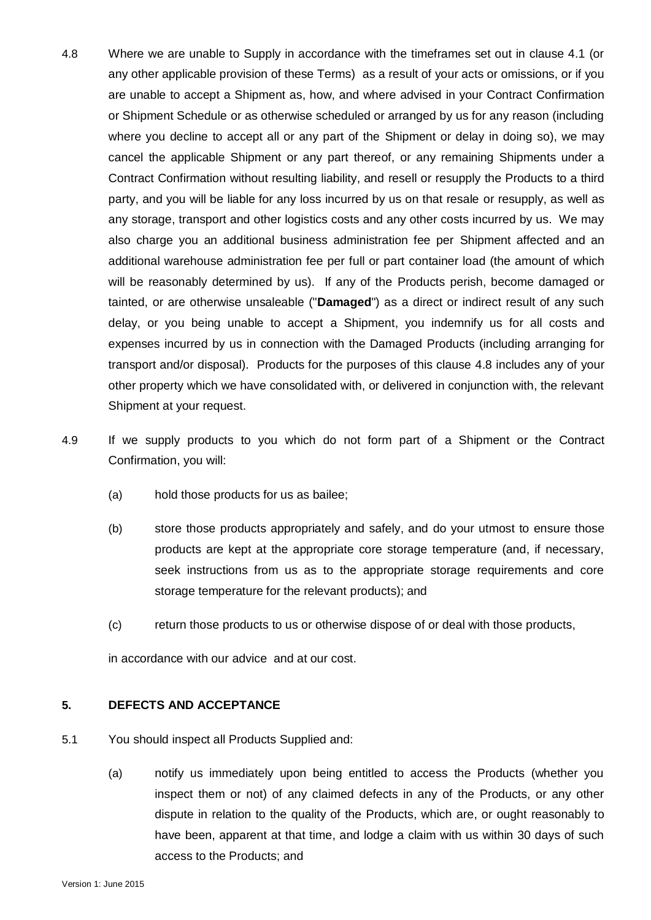4.8 Where we are unable to Supply in accordance with the timeframes set out in clause 4.1 (or any other applicable provision of these Terms) as a result of your acts or omissions, or if you are unable to accept a Shipment as, how, and where advised in your Contract Confirmation or Shipment Schedule or as otherwise scheduled or arranged by us for any reason (including where you decline to accept all or any part of the Shipment or delay in doing so), we may cancel the applicable Shipment or any part thereof, or any remaining Shipments under a Contract Confirmation without resulting liability, and resell or resupply the Products to a third party, and you will be liable for any loss incurred by us on that resale or resupply, as well as any storage, transport and other logistics costs and any other costs incurred by us. We may also charge you an additional business administration fee per Shipment affected and an additional warehouse administration fee per full or part container load (the amount of which will be reasonably determined by us). If any of the Products perish, become damaged or tainted, or are otherwise unsaleable ("**Damaged**") as a direct or indirect result of any such delay, or you being unable to accept a Shipment, you indemnify us for all costs and expenses incurred by us in connection with the Damaged Products (including arranging for transport and/or disposal). Products for the purposes of this clause 4.8 includes any of your other property which we have consolidated with, or delivered in conjunction with, the relevant Shipment at your request.

4.9 If we supply products to you which do not form part of a Shipment or the Contract Confirmation, you will:

(a) hold those products for us as bailee;

(b) store those products appropriately and safely, and do your utmost to ensure those products are kept at the appropriate core storage temperature (and, if necessary, seek instructions from us as to the appropriate storage requirements and core storage temperature for the relevant products); and

(c) return those products to us or otherwise dispose of or deal with those products,

in accordance with our advice and at our cost.

## 5. DEFECTS AND ACCEPTANCE

5.1 You should inspect all Products Supplied and:

(a) notify us immediately upon being entitled to access the Products (whether you inspect them or not) of any claimed defects in any of the Products, or any other dispute in relation to the quality of the Products, which are, or ought reasonably to have been, apparent at that time, and lodge a claim with us within 30 days of such access to the Products; and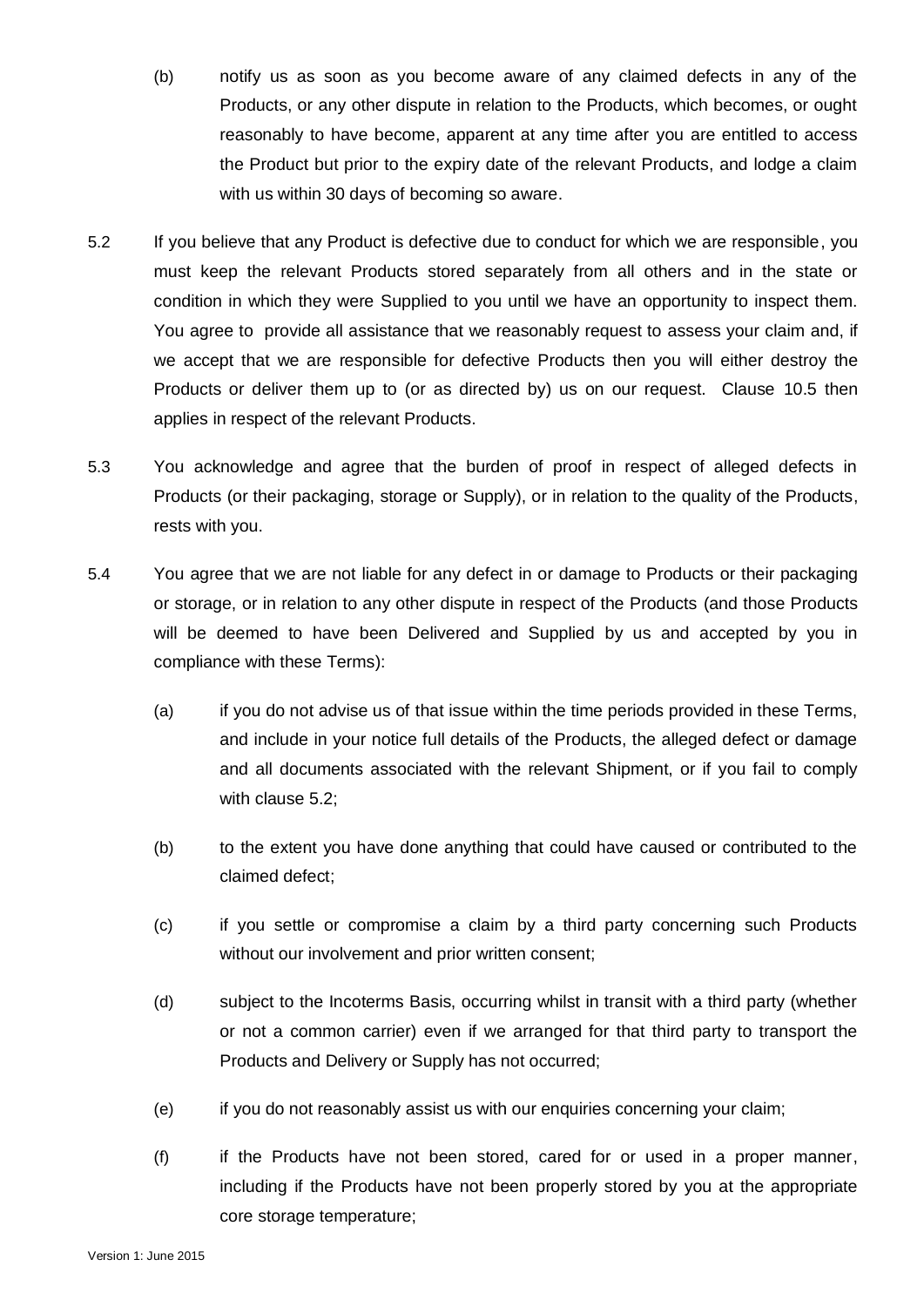(b) notify us as soon as you become aware of any claimed defects in any of the Products, or any other dispute in relation to the Products, which becomes, or ought reasonably to have become, apparent at any time after you are entitled to access the Product but prior to the expiry date of the relevant Products, and lodge a claim with us within 30 days of becoming so aware.

5.2 If you believe that any Product is defective due to conduct for which we are responsible, you must keep the relevant Products stored separately from all others and in the state or condition in which they were Supplied to you until we have an opportunity to inspect them. You agree to provide all assistance that we reasonably request to assess your claim and, if we accept that we are responsible for defective Products then you will either destroy the Products or deliver them up to (or as directed by) us on our request. Clause 10.5 then applies in respect of the relevant Products.

5.3 You acknowledge and agree that the burden of proof in respect of alleged defects in Products (or their packaging, storage or Supply), or in relation to the quality of the Products, rests with you.

5.4 You agree that we are not liable for any defect in or damage to Products or their packaging or storage, or in relation to any other dispute in respect of the Products (and those Products will be deemed to have been Delivered and Supplied by us and accepted by you in compliance with these Terms):

(a) if you do not advise us of that issue within the time periods provided in these Terms, and include in your notice full details of the Products, the alleged defect or damage and all documents associated with the relevant Shipment, or if you fail to comply with clause 5.2;

(b) to the extent you have done anything that could have caused or contributed to the claimed defect;

(c) if you settle or compromise a claim by a third party concerning such Products without our involvement and prior written consent;

(d) subject to the Incoterms Basis, occurring whilst in transit with a third party (whether or not a common carrier) even if we arranged for that third party to transport the Products and Delivery or Supply has not occurred;

(e) if you do not reasonably assist us with our enquiries concerning your claim;

(f) if the Products have not been stored, cared for or used in a proper manner, including if the Products have not been properly stored by you at the appropriate core storage temperature;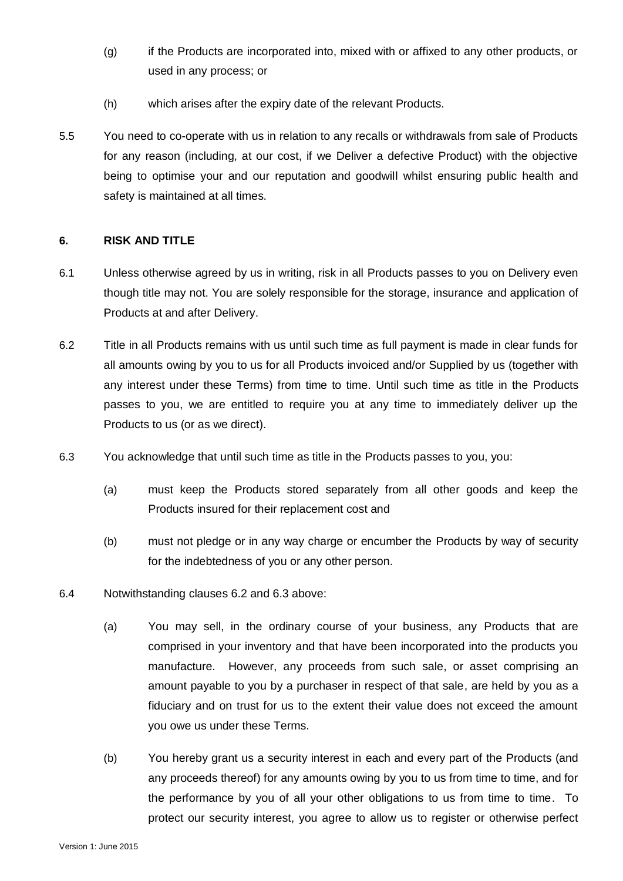(g) if the Products are incorporated into, mixed with or affixed to any other products, or used in any process; or

(h) which arises after the expiry date of the relevant Products.

5.5 You need to co-operate with us in relation to any recalls or withdrawals from sale of Products for any reason (including, at our cost, if we Deliver a defective Product) with the objective being to optimise your and our reputation and goodwill whilst ensuring public health and safety is maintained at all times.

### 6. RISK AND TITLE

6.1 Unless otherwise agreed by us in writing, risk in all Products passes to you on Delivery even though title may not. You are solely responsible for the storage, insurance and application of Products at and after Delivery.

6.2 Title in all Products remains with us until such time as full payment is made in clear funds for all amounts owing by you to us for all Products invoiced and/or Supplied by us (together with any interest under these Terms) from time to time. Until such time as title in the Products passes to you, we are entitled to require you at any time to immediately deliver up the Products to us (or as we direct).

6.3 You acknowledge that until such time as title in the Products passes to you, you:

(a) must keep the Products stored separately from all other goods and keep the Products insured for their replacement cost and

(b) must not pledge or in any way charge or encumber the Products by way of security for the indebtedness of you or any other person.

6.4 Notwithstanding clauses 6.2 and 6.3 above:

(a) You may sell, in the ordinary course of your business, any Products that are comprised in your inventory and that have been incorporated into the products you manufacture. However, any proceeds from such sale, or asset comprising an amount payable to you by a purchaser in respect of that sale, are held by you as a fiduciary and on trust for us to the extent their value does not exceed the amount you owe us under these Terms.

(b) You hereby grant us a security interest in each and every part of the Products (and any proceeds thereof) for any amounts owing by you to us from time to time, and for the performance by you of all your other obligations to us from time to time. To protect our security interest, you agree to allow us to register or otherwise perfect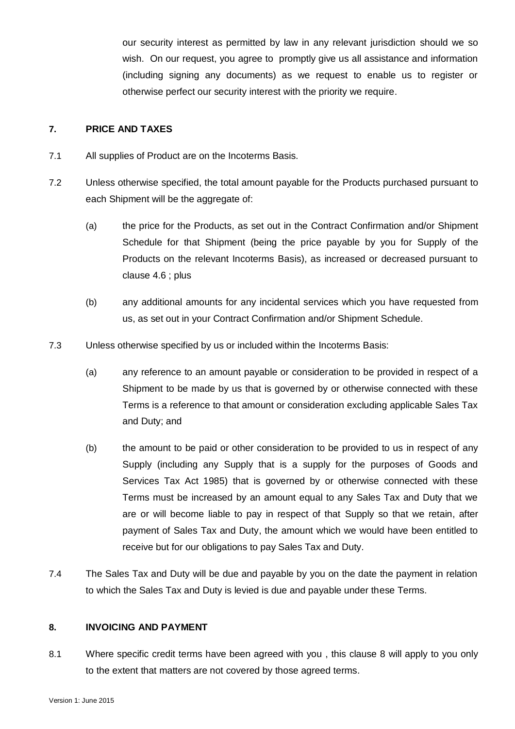our security interest as permitted by law in any relevant jurisdiction should we so wish. On our request, you agree to promptly give us all assistance and information (including signing any documents) as we request to enable us to register or otherwise perfect our security interest with the priority we require.

## 7. PRICE AND TAXES

7.1 All supplies of Product are on the Incoterms Basis.

7.2 Unless otherwise specified, the total amount payable for the Products purchased pursuant to each Shipment will be the aggregate of:

(a) the price for the Products, as set out in the Contract Confirmation and/or Shipment Schedule for that Shipment (being the price payable by you for Supply of the Products on the relevant Incoterms Basis), as increased or decreased pursuant to clause 4.6 ; plus

(b) any additional amounts for any incidental services which you have requested from us, as set out in your Contract Confirmation and/or Shipment Schedule.

7.3 Unless otherwise specified by us or included within the Incoterms Basis:

(a) any reference to an amount payable or consideration to be provided in respect of a Shipment to be made by us that is governed by or otherwise connected with these Terms is a reference to that amount or consideration excluding applicable Sales Tax and Duty; and

(b) the amount to be paid or other consideration to be provided to us in respect of any Supply (including any Supply that is a supply for the purposes of Goods and Services Tax Act 1985) that is governed by or otherwise connected with these Terms must be increased by an amount equal to any Sales Tax and Duty that we are or will become liable to pay in respect of that Supply so that we retain, after payment of Sales Tax and Duty, the amount which we would have been entitled to receive but for our obligations to pay Sales Tax and Duty.

7.4 The Sales Tax and Duty will be due and payable by you on the date the payment in relation to which the Sales Tax and Duty is levied is due and payable under these Terms.

## 8. INVOICING AND PAYMENT

8.1 Where specific credit terms have been agreed with you , this clause 8 will apply to you only to the extent that matters are not covered by those agreed terms.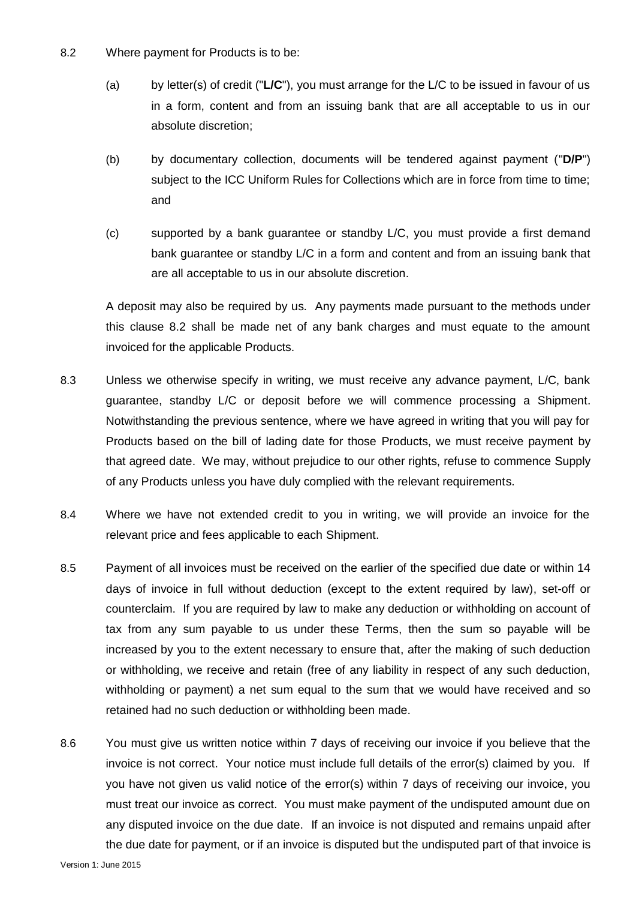8.2 Where payment for Products is to be:

(a) by letter(s) of credit ("**L/C**"), you must arrange for the L/C to be issued in favour of us in a form, content and from an issuing bank that are all acceptable to us in our absolute discretion;

(b) by documentary collection, documents will be tendered against payment ("**D/P**") subject to the ICC Uniform Rules for Collections which are in force from time to time; and

(c) supported by a bank guarantee or standby L/C, you must provide a first demand bank guarantee or standby L/C in a form and content and from an issuing bank that are all acceptable to us in our absolute discretion.

A deposit may also be required by us. Any payments made pursuant to the methods under this clause 8.2 shall be made net of any bank charges and must equate to the amount invoiced for the applicable Products.

8.3 Unless we otherwise specify in writing, we must receive any advance payment, L/C, bank guarantee, standby L/C or deposit before we will commence processing a Shipment. Notwithstanding the previous sentence, where we have agreed in writing that you will pay for Products based on the bill of lading date for those Products, we must receive payment by that agreed date. We may, without prejudice to our other rights, refuse to commence Supply of any Products unless you have duly complied with the relevant requirements.

8.4 Where we have not extended credit to you in writing, we will provide an invoice for the relevant price and fees applicable to each Shipment.

8.5 Payment of all invoices must be received on the earlier of the specified due date or within 14 days of invoice in full without deduction (except to the extent required by law), set-off or counterclaim. If you are required by law to make any deduction or withholding on account of tax from any sum payable to us under these Terms, then the sum so payable will be increased by you to the extent necessary to ensure that, after the making of such deduction or withholding, we receive and retain (free of any liability in respect of any such deduction, withholding or payment) a net sum equal to the sum that we would have received and so retained had no such deduction or withholding been made.

8.6 You must give us written notice within 7 days of receiving our invoice if you believe that the invoice is not correct. Your notice must include full details of the error(s) claimed by you. If you have not given us valid notice of the error(s) within 7 days of receiving our invoice, you must treat our invoice as correct. You must make payment of the undisputed amount due on any disputed invoice on the due date. If an invoice is not disputed and remains unpaid after the due date for payment, or if an invoice is disputed but the undisputed part of that invoice is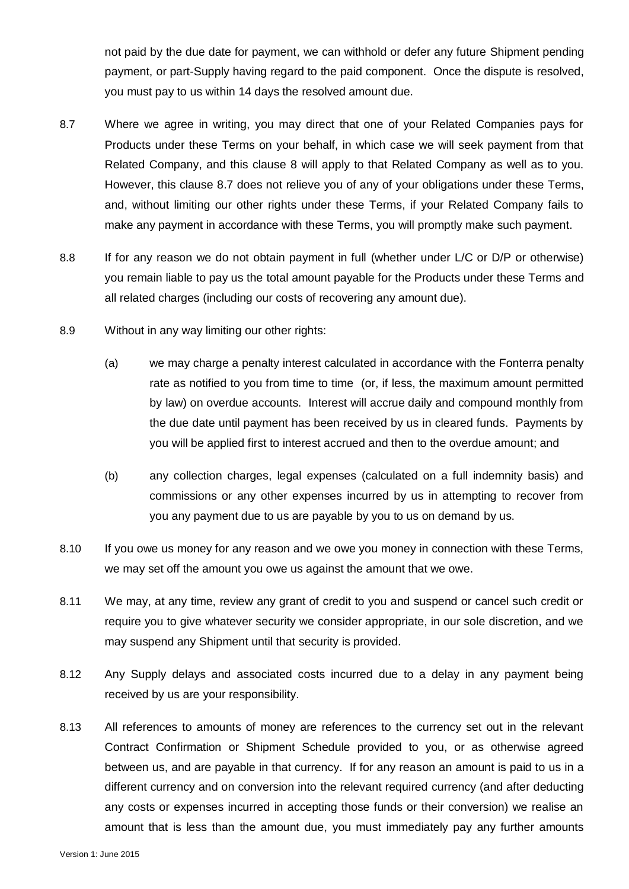not paid by the due date for payment, we can withhold or defer any future Shipment pending payment, or part-Supply having regard to the paid component. Once the dispute is resolved, you must pay to us within 14 days the resolved amount due.

8.7 Where we agree in writing, you may direct that one of your Related Companies pays for Products under these Terms on your behalf, in which case we will seek payment from that Related Company, and this clause 8 will apply to that Related Company as well as to you. However, this clause 8.7 does not relieve you of any of your obligations under these Terms, and, without limiting our other rights under these Terms, if your Related Company fails to make any payment in accordance with these Terms, you will promptly make such payment.

8.8 If for any reason we do not obtain payment in full (whether under L/C or D/P or otherwise) you remain liable to pay us the total amount payable for the Products under these Terms and all related charges (including our costs of recovering any amount due).

8.9 Without in any way limiting our other rights:

(a) we may charge a penalty interest calculated in accordance with the Fonterra penalty rate as notified to you from time to time (or, if less, the maximum amount permitted by law) on overdue accounts. Interest will accrue daily and compound monthly from the due date until payment has been received by us in cleared funds. Payments by you will be applied first to interest accrued and then to the overdue amount; and

(b) any collection charges, legal expenses (calculated on a full indemnity basis) and commissions or any other expenses incurred by us in attempting to recover from you any payment due to us are payable by you to us on demand by us.

8.10 If you owe us money for any reason and we owe you money in connection with these Terms, we may set off the amount you owe us against the amount that we owe.

8.11 We may, at any time, review any grant of credit to you and suspend or cancel such credit or require you to give whatever security we consider appropriate, in our sole discretion, and we may suspend any Shipment until that security is provided.

8.12 Any Supply delays and associated costs incurred due to a delay in any payment being received by us are your responsibility.

8.13 All references to amounts of money are references to the currency set out in the relevant Contract Confirmation or Shipment Schedule provided to you, or as otherwise agreed between us, and are payable in that currency. If for any reason an amount is paid to us in a different currency and on conversion into the relevant required currency (and after deducting any costs or expenses incurred in accepting those funds or their conversion) we realise an amount that is less than the amount due, you must immediately pay any further amounts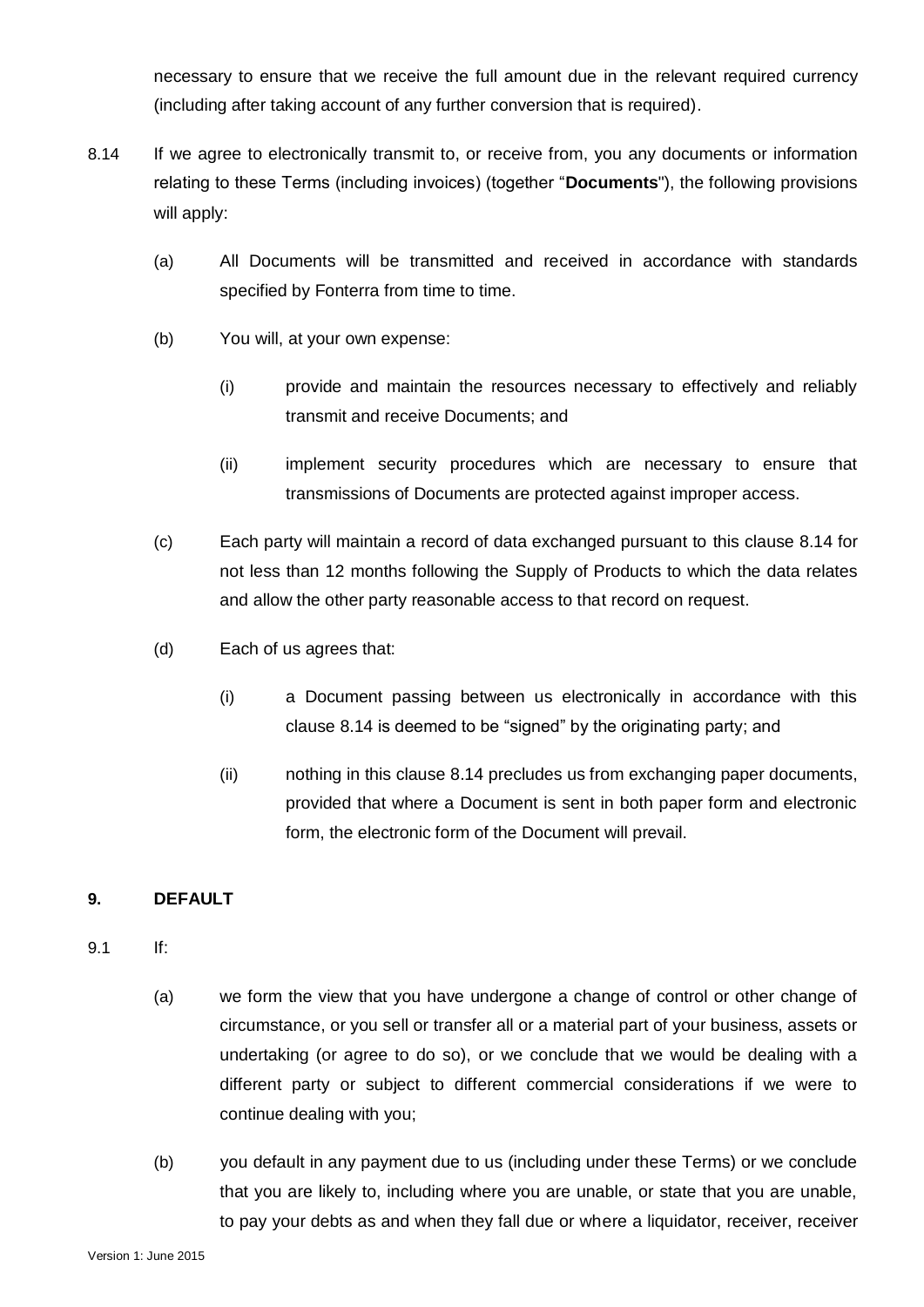necessary to ensure that we receive the full amount due in the relevant required currency (including after taking account of any further conversion that is required).

8.14 If we agree to electronically transmit to, or receive from, you any documents or information relating to these Terms (including invoices) (together "**Documents**"), the following provisions will apply:

(a) All Documents will be transmitted and received in accordance with standards specified by Fonterra from time to time.

(b) You will, at your own expense:

(i) provide and maintain the resources necessary to effectively and reliably transmit and receive Documents; and

(ii) implement security procedures which are necessary to ensure that transmissions of Documents are protected against improper access.

(c) Each party will maintain a record of data exchanged pursuant to this clause 8.14 for not less than 12 months following the Supply of Products to which the data relates and allow the other party reasonable access to that record on request.

(d) Each of us agrees that:

(i) a Document passing between us electronically in accordance with this clause 8.14 is deemed to be "signed" by the originating party; and

(ii) nothing in this clause 8.14 precludes us from exchanging paper documents, provided that where a Document is sent in both paper form and electronic form, the electronic form of the Document will prevail.

## 9. DEFAULT

9.1 If:

(a) we form the view that you have undergone a change of control or other change of circumstance, or you sell or transfer all or a material part of your business, assets or undertaking (or agree to do so), or we conclude that we would be dealing with a different party or subject to different commercial considerations if we were to continue dealing with you;

(b) you default in any payment due to us (including under these Terms) or we conclude that you are likely to, including where you are unable, or state that you are unable, to pay your debts as and when they fall due or where a liquidator, receiver, receiver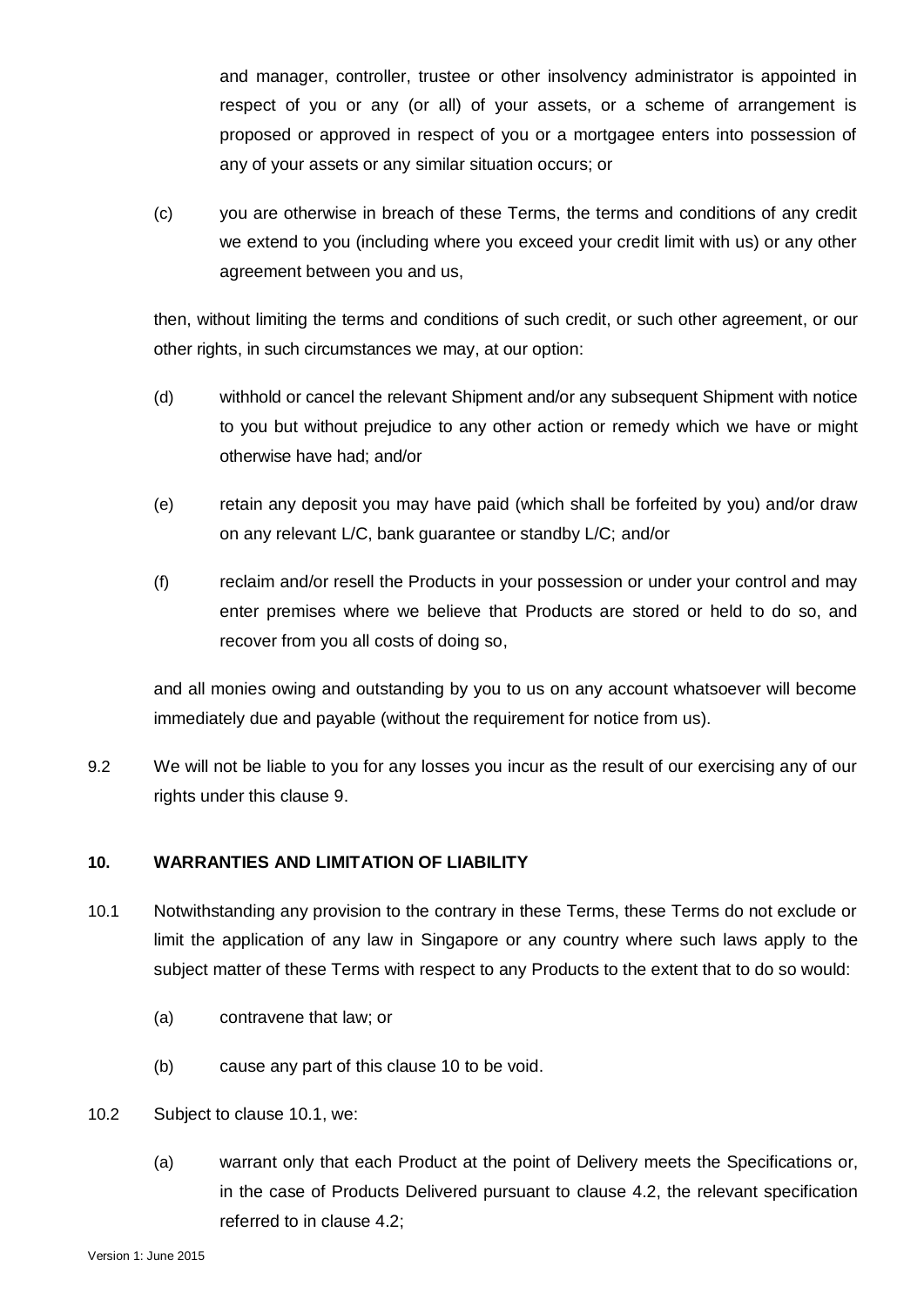and manager, controller, trustee or other insolvency administrator is appointed in respect of you or any (or all) of your assets, or a scheme of arrangement is proposed or approved in respect of you or a mortgagee enters into possession of any of your assets or any similar situation occurs; or

(c) you are otherwise in breach of these Terms, the terms and conditions of any credit we extend to you (including where you exceed your credit limit with us) or any other agreement between you and us,

then, without limiting the terms and conditions of such credit, or such other agreement, or our other rights, in such circumstances we may, at our option:

(d) withhold or cancel the relevant Shipment and/or any subsequent Shipment with notice to you but without prejudice to any other action or remedy which we have or might otherwise have had; and/or

(e) retain any deposit you may have paid (which shall be forfeited by you) and/or draw on any relevant L/C, bank guarantee or standby L/C; and/or

(f) reclaim and/or resell the Products in your possession or under your control and may enter premises where we believe that Products are stored or held to do so, and recover from you all costs of doing so,

and all monies owing and outstanding by you to us on any account whatsoever will become immediately due and payable (without the requirement for notice from us).

9.2 We will not be liable to you for any losses you incur as the result of our exercising any of our rights under this clause 9.

**10. WARRANTIES AND LIMITATION OF LIABILITY**

10.1 Notwithstanding any provision to the contrary in these Terms, these Terms do not exclude or limit the application of any law in Singapore or any country where such laws apply to the subject matter of these Terms with respect to any Products to the extent that to do so would:

(a) contravene that law; or

(b) cause any part of this clause 10 to be void.

10.2 Subject to clause 10.1, we:

(a) warrant only that each Product at the point of Delivery meets the Specifications or, in the case of Products Delivered pursuant to clause 4.2, the relevant specification referred to in clause 4.2;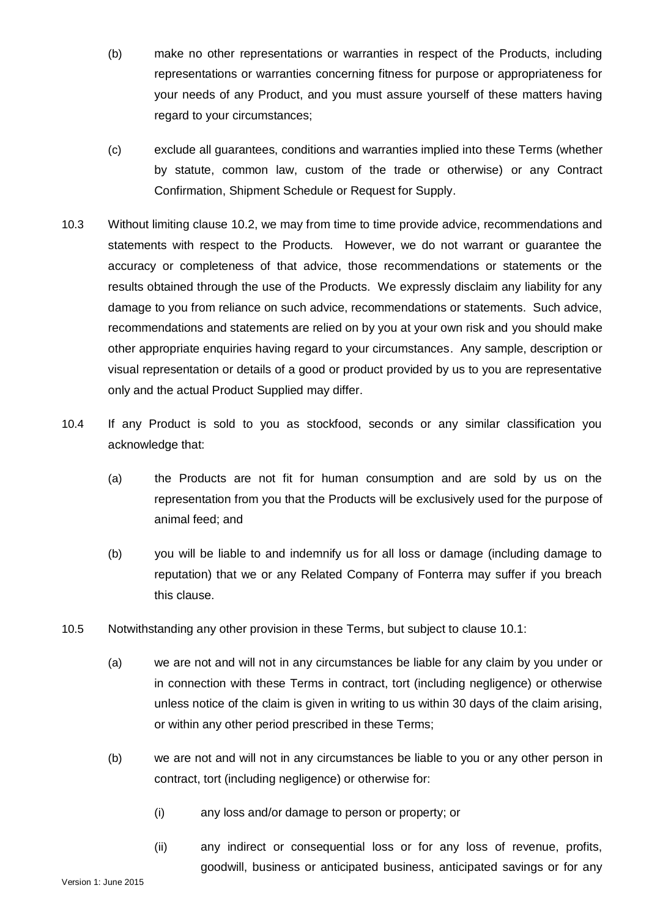(b) make no other representations or warranties in respect of the Products, including representations or warranties concerning fitness for purpose or appropriateness for your needs of any Product, and you must assure yourself of these matters having regard to your circumstances;

(c) exclude all guarantees, conditions and warranties implied into these Terms (whether by statute, common law, custom of the trade or otherwise) or any Contract Confirmation, Shipment Schedule or Request for Supply.

10.3 Without limiting clause 10.2, we may from time to time provide advice, recommendations and statements with respect to the Products. However, we do not warrant or guarantee the accuracy or completeness of that advice, those recommendations or statements or the results obtained through the use of the Products. We expressly disclaim any liability for any damage to you from reliance on such advice, recommendations or statements. Such advice, recommendations and statements are relied on by you at your own risk and you should make other appropriate enquiries having regard to your circumstances. Any sample, description or visual representation or details of a good or product provided by us to you are representative only and the actual Product Supplied may differ.

10.4 If any Product is sold to you as stockfood, seconds or any similar classification you acknowledge that:

(a) the Products are not fit for human consumption and are sold by us on the representation from you that the Products will be exclusively used for the purpose of animal feed; and

(b) you will be liable to and indemnify us for all loss or damage (including damage to reputation) that we or any Related Company of Fonterra may suffer if you breach this clause.

10.5 Notwithstanding any other provision in these Terms, but subject to clause 10.1:

(a) we are not and will not in any circumstances be liable for any claim by you under or in connection with these Terms in contract, tort (including negligence) or otherwise unless notice of the claim is given in writing to us within 30 days of the claim arising, or within any other period prescribed in these Terms;

(b) we are not and will not in any circumstances be liable to you or any other person in contract, tort (including negligence) or otherwise for:

(i) any loss and/or damage to person or property; or

(ii) any indirect or consequential loss or for any loss of revenue, profits, goodwill, business or anticipated business, anticipated savings or for any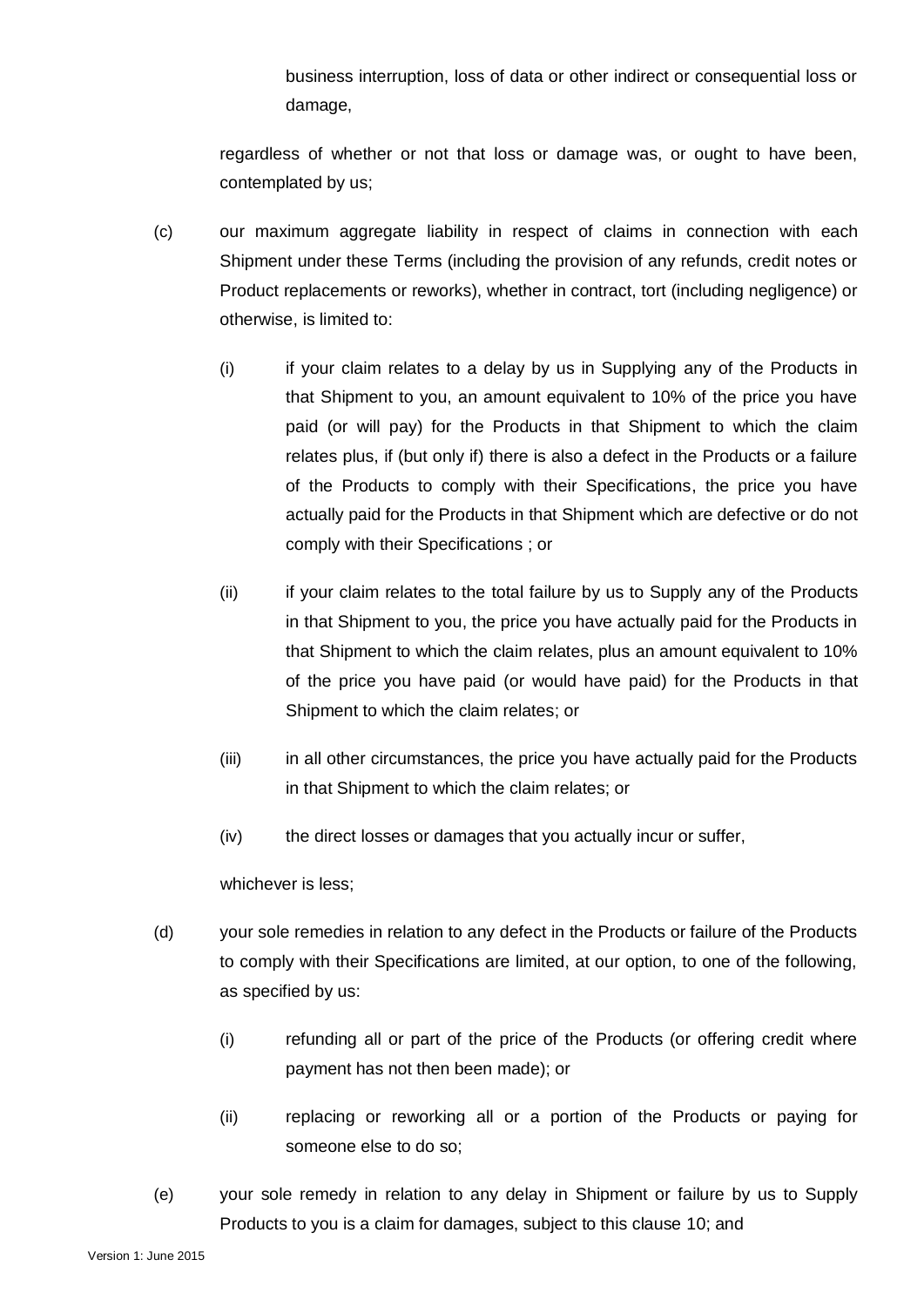business interruption, loss of data or other indirect or consequential loss or damage,

regardless of whether or not that loss or damage was, or ought to have been, contemplated by us;

(c) our maximum aggregate liability in respect of claims in connection with each Shipment under these Terms (including the provision of any refunds, credit notes or Product replacements or reworks), whether in contract, tort (including negligence) or otherwise, is limited to:

(i) if your claim relates to a delay by us in Supplying any of the Products in that Shipment to you, an amount equivalent to 10% of the price you have paid (or will pay) for the Products in that Shipment to which the claim relates plus, if (but only if) there is also a defect in the Products or a failure of the Products to comply with their Specifications, the price you have actually paid for the Products in that Shipment which are defective or do not comply with their Specifications ; or

(ii) if your claim relates to the total failure by us to Supply any of the Products in that Shipment to you, the price you have actually paid for the Products in that Shipment to which the claim relates, plus an amount equivalent to 10% of the price you have paid (or would have paid) for the Products in that Shipment to which the claim relates; or

(iii) in all other circumstances, the price you have actually paid for the Products in that Shipment to which the claim relates; or

(iv) the direct losses or damages that you actually incur or suffer,

whichever is less;

(d) your sole remedies in relation to any defect in the Products or failure of the Products to comply with their Specifications are limited, at our option, to one of the following, as specified by us:

(i) refunding all or part of the price of the Products (or offering credit where payment has not then been made); or

(ii) replacing or reworking all or a portion of the Products or paying for someone else to do so;

(e) your sole remedy in relation to any delay in Shipment or failure by us to Supply Products to you is a claim for damages, subject to this clause 10; and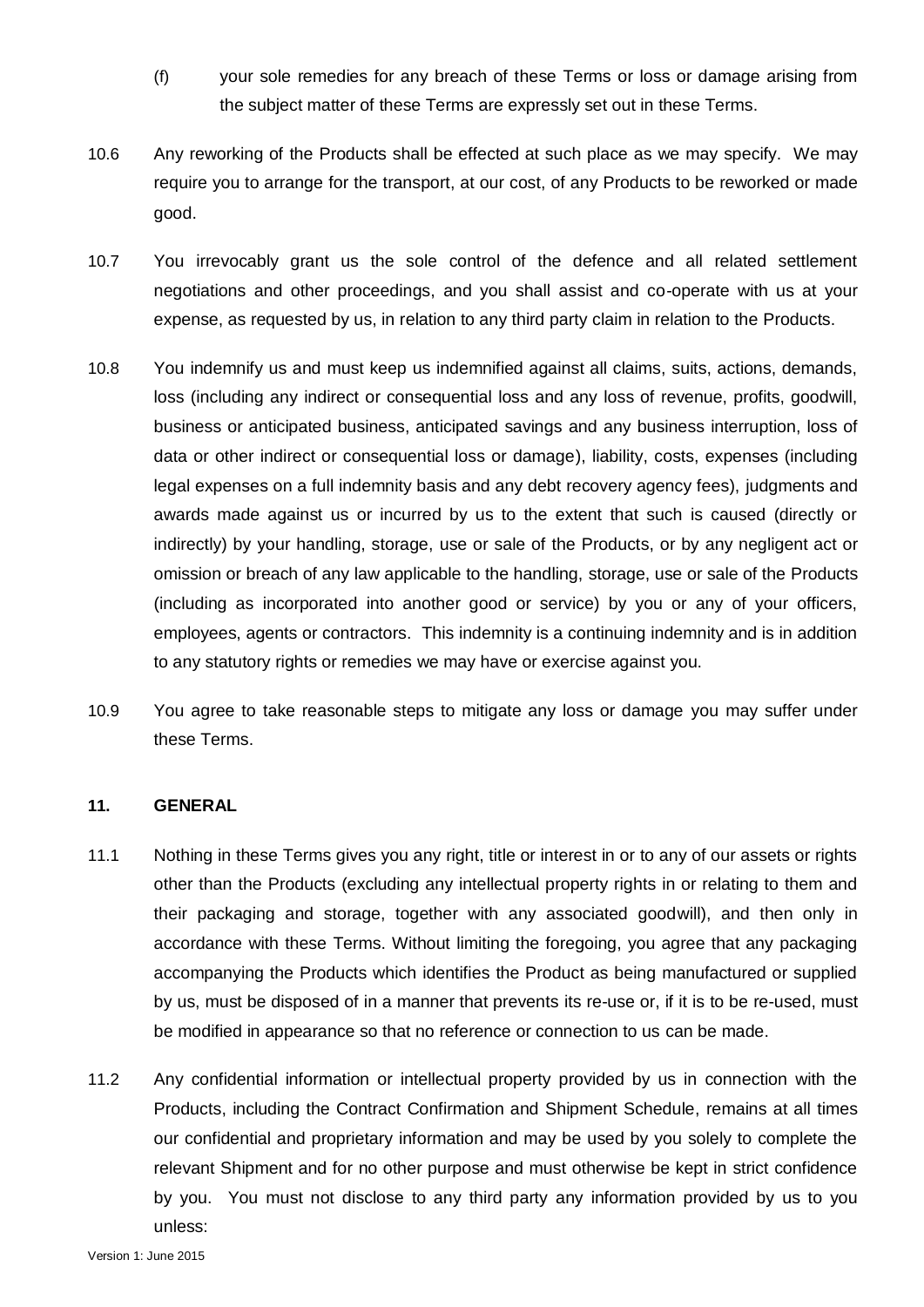(f) your sole remedies for any breach of these Terms or loss or damage arising from the subject matter of these Terms are expressly set out in these Terms.

10.6 Any reworking of the Products shall be effected at such place as we may specify. We may require you to arrange for the transport, at our cost, of any Products to be reworked or made good.

10.7 You irrevocably grant us the sole control of the defence and all related settlement negotiations and other proceedings, and you shall assist and co-operate with us at your expense, as requested by us, in relation to any third party claim in relation to the Products.

10.8 You indemnify us and must keep us indemnified against all claims, suits, actions, demands, loss (including any indirect or consequential loss and any loss of revenue, profits, goodwill, business or anticipated business, anticipated savings and any business interruption, loss of data or other indirect or consequential loss or damage), liability, costs, expenses (including legal expenses on a full indemnity basis and any debt recovery agency fees), judgments and awards made against us or incurred by us to the extent that such is caused (directly or indirectly) by your handling, storage, use or sale of the Products, or by any negligent act or omission or breach of any law applicable to the handling, storage, use or sale of the Products (including as incorporated into another good or service) by you or any of your officers, employees, agents or contractors. This indemnity is a continuing indemnity and is in addition to any statutory rights or remedies we may have or exercise against you.

10.9 You agree to take reasonable steps to mitigate any loss or damage you may suffer under these Terms.

## 11. GENERAL

11.1 Nothing in these Terms gives you any right, title or interest in or to any of our assets or rights other than the Products (excluding any intellectual property rights in or relating to them and their packaging and storage, together with any associated goodwill), and then only in accordance with these Terms. Without limiting the foregoing, you agree that any packaging accompanying the Products which identifies the Product as being manufactured or supplied by us, must be disposed of in a manner that prevents its re-use or, if it is to be re-used, must be modified in appearance so that no reference or connection to us can be made.

11.2 Any confidential information or intellectual property provided by us in connection with the Products, including the Contract Confirmation and Shipment Schedule, remains at all times our confidential and proprietary information and may be used by you solely to complete the relevant Shipment and for no other purpose and must otherwise be kept in strict confidence by you. You must not disclose to any third party any information provided by us to you unless: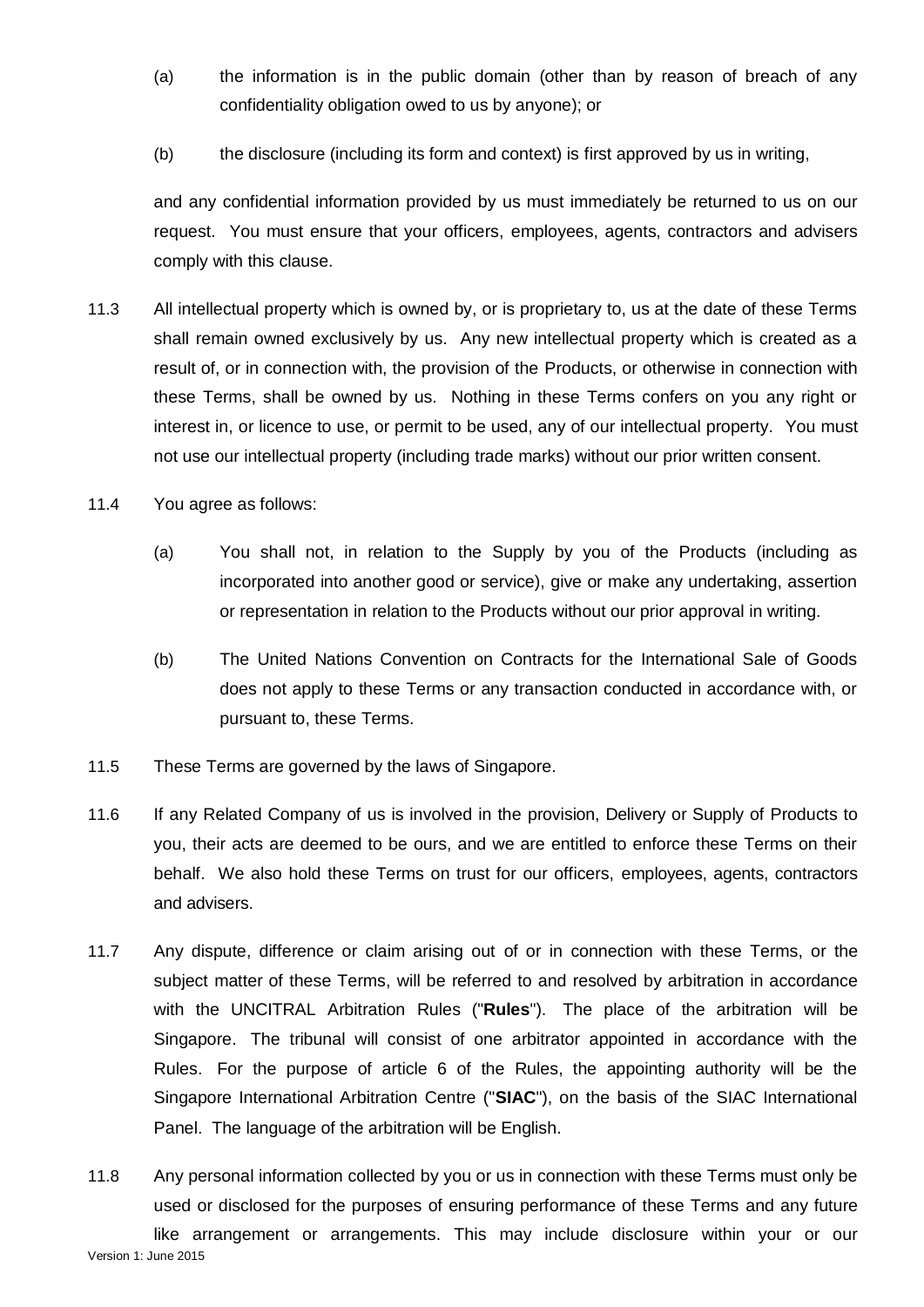(a) the information is in the public domain (other than by reason of breach of any confidentiality obligation owed to us by anyone); or

(b) the disclosure (including its form and context) is first approved by us in writing,

and any confidential information provided by us must immediately be returned to us on our request. You must ensure that your officers, employees, agents, contractors and advisers comply with this clause.

11.3 All intellectual property which is owned by, or is proprietary to, us at the date of these Terms shall remain owned exclusively by us. Any new intellectual property which is created as a result of, or in connection with, the provision of the Products, or otherwise in connection with these Terms, shall be owned by us. Nothing in these Terms confers on you any right or interest in, or licence to use, or permit to be used, any of our intellectual property. You must not use our intellectual property (including trade marks) without our prior written consent.

11.4 You agree as follows:

(a) You shall not, in relation to the Supply by you of the Products (including as incorporated into another good or service), give or make any undertaking, assertion or representation in relation to the Products without our prior approval in writing.

(b) The United Nations Convention on Contracts for the International Sale of Goods does not apply to these Terms or any transaction conducted in accordance with, or pursuant to, these Terms.

11.5 These Terms are governed by the laws of Singapore.

11.6 If any Related Company of us is involved in the provision, Delivery or Supply of Products to you, their acts are deemed to be ours, and we are entitled to enforce these Terms on their behalf. We also hold these Terms on trust for our officers, employees, agents, contractors and advisers.

11.7 Any dispute, difference or claim arising out of or in connection with these Terms, or the subject matter of these Terms, will be referred to and resolved by arbitration in accordance with the UNCITRAL Arbitration Rules ("**Rules**"). The place of the arbitration will be Singapore. The tribunal will consist of one arbitrator appointed in accordance with the Rules. For the purpose of article 6 of the Rules, the appointing authority will be the Singapore International Arbitration Centre ("**SIAC**"), on the basis of the SIAC International Panel. The language of the arbitration will be English.

11.8 Any personal information collected by you or us in connection with these Terms must only be used or disclosed for the purposes of ensuring performance of these Terms and any future like arrangement or arrangements. This may include disclosure within your or our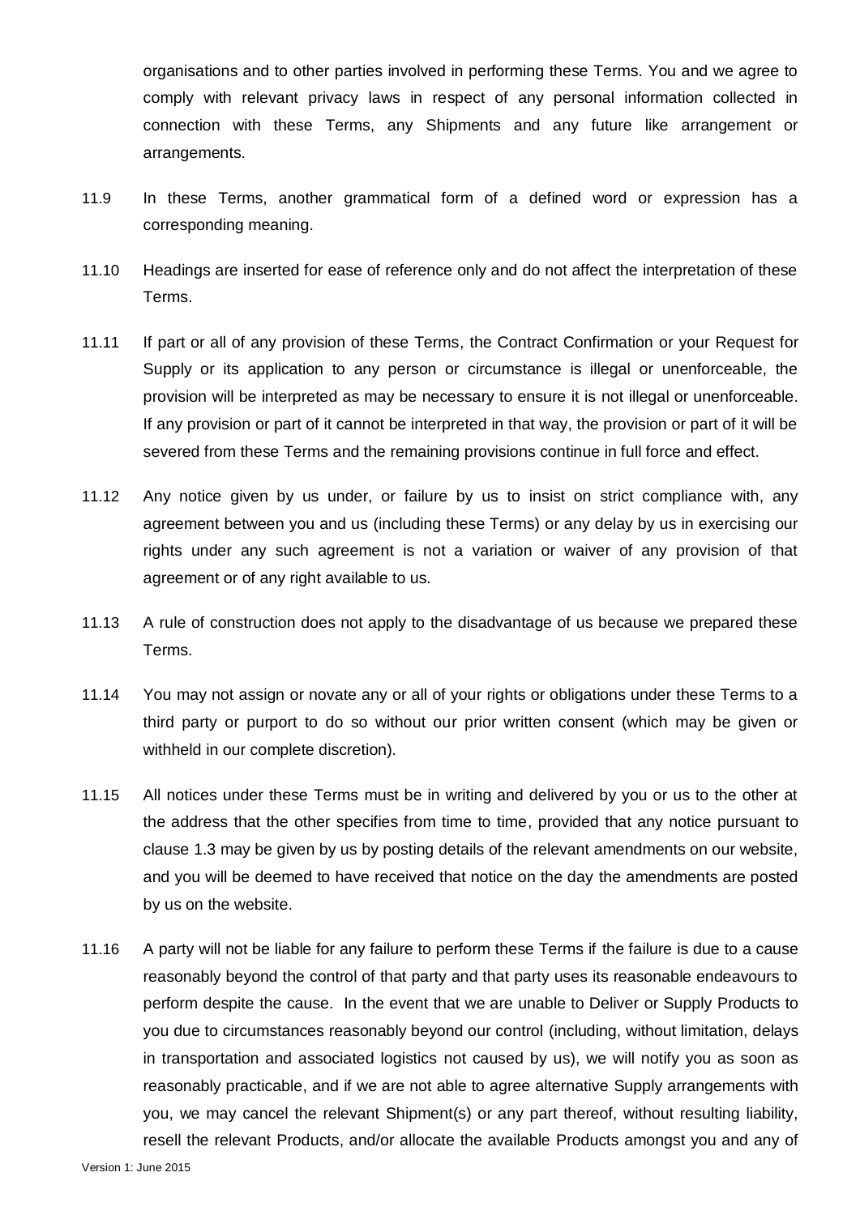organisations and to other parties involved in performing these Terms. You and we agree to comply with relevant privacy laws in respect of any personal information collected in connection with these Terms, any Shipments and any future like arrangement or arrangements.

11.9 In these Terms, another grammatical form of a defined word or expression has a corresponding meaning.

11.10 Headings are inserted for ease of reference only and do not affect the interpretation of these Terms.

11.11 If part or all of any provision of these Terms, the Contract Confirmation or your Request for Supply or its application to any person or circumstance is illegal or unenforceable, the provision will be interpreted as may be necessary to ensure it is not illegal or unenforceable. If any provision or part of it cannot be interpreted in that way, the provision or part of it will be severed from these Terms and the remaining provisions continue in full force and effect.

11.12 Any notice given by us under, or failure by us to insist on strict compliance with, any agreement between you and us (including these Terms) or any delay by us in exercising our rights under any such agreement is not a variation or waiver of any provision of that agreement or of any right available to us.

11.13 A rule of construction does not apply to the disadvantage of us because we prepared these Terms.

11.14 You may not assign or novate any or all of your rights or obligations under these Terms to a third party or purport to do so without our prior written consent (which may be given or withheld in our complete discretion).

11.15 All notices under these Terms must be in writing and delivered by you or us to the other at the address that the other specifies from time to time, provided that any notice pursuant to clause 1.3 may be given by us by posting details of the relevant amendments on our website, and you will be deemed to have received that notice on the day the amendments are posted by us on the website.

11.16 A party will not be liable for any failure to perform these Terms if the failure is due to a cause reasonably beyond the control of that party and that party uses its reasonable endeavours to perform despite the cause. In the event that we are unable to Deliver or Supply Products to you due to circumstances reasonably beyond our control (including, without limitation, delays in transportation and associated logistics not caused by us), we will notify you as soon as reasonably practicable, and if we are not able to agree alternative Supply arrangements with you, we may cancel the relevant Shipment(s) or any part thereof, without resulting liability, resell the relevant Products, and/or allocate the available Products amongst you and any of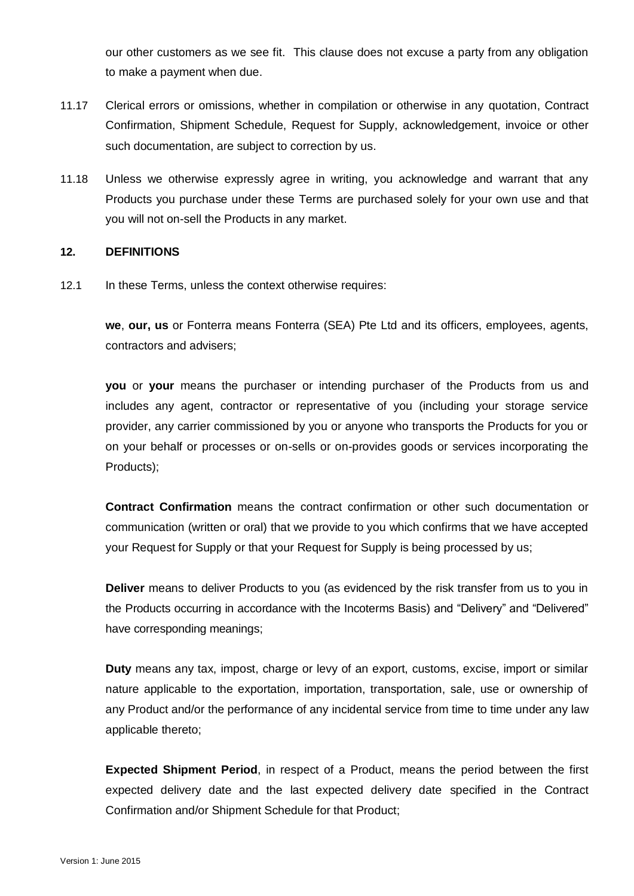our other customers as we see fit. This clause does not excuse a party from any obligation to make a payment when due.

11.17 Clerical errors or omissions, whether in compilation or otherwise in any quotation, Contract Confirmation, Shipment Schedule, Request for Supply, acknowledgement, invoice or other such documentation, are subject to correction by us.

11.18 Unless we otherwise expressly agree in writing, you acknowledge and warrant that any Products you purchase under these Terms are purchased solely for your own use and that you will not on-sell the Products in any market.

## 12. DEFINITIONS

12.1 In these Terms, unless the context otherwise requires:

**we**, **our, us** or Fonterra means Fonterra (SEA) Pte Ltd and its officers, employees, agents, contractors and advisers;

**you** or **your** means the purchaser or intending purchaser of the Products from us and includes any agent, contractor or representative of you (including your storage service provider, any carrier commissioned by you or anyone who transports the Products for you or on your behalf or processes or on-sells or on-provides goods or services incorporating the Products);

**Contract Confirmation** means the contract confirmation or other such documentation or communication (written or oral) that we provide to you which confirms that we have accepted your Request for Supply or that your Request for Supply is being processed by us;

**Deliver** means to deliver Products to you (as evidenced by the risk transfer from us to you in the Products occurring in accordance with the Incoterms Basis) and "Delivery" and "Delivered" have corresponding meanings;

**Duty** means any tax, impost, charge or levy of an export, customs, excise, import or similar nature applicable to the exportation, importation, transportation, sale, use or ownership of any Product and/or the performance of any incidental service from time to time under any law applicable thereto;

**Expected Shipment Period**, in respect of a Product, means the period between the first expected delivery date and the last expected delivery date specified in the Contract Confirmation and/or Shipment Schedule for that Product;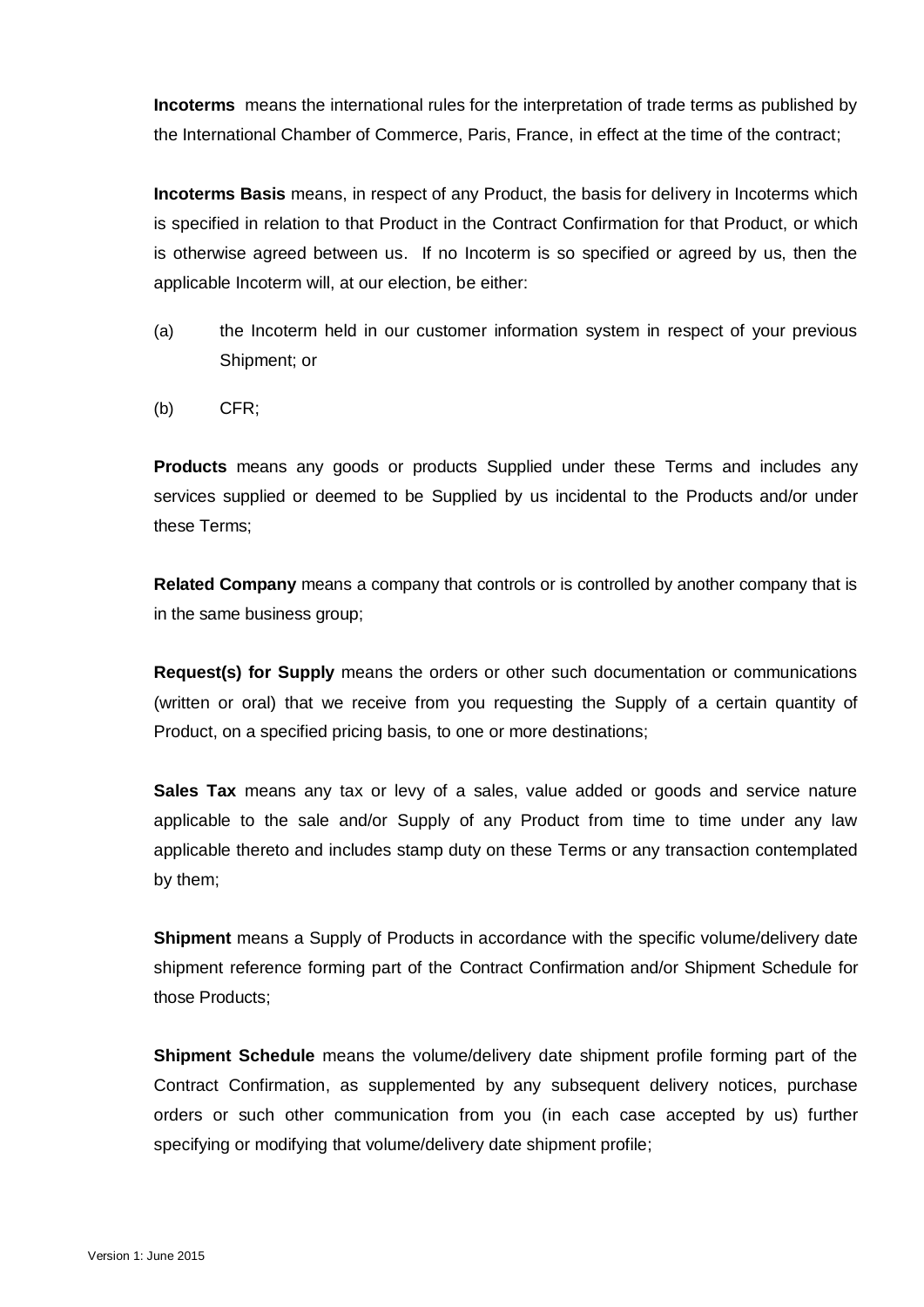**Incoterms** means the international rules for the interpretation of trade terms as published by the International Chamber of Commerce, Paris, France, in effect at the time of the contract;

**Incoterms Basis** means, in respect of any Product, the basis for delivery in Incoterms which is specified in relation to that Product in the Contract Confirmation for that Product, or which is otherwise agreed between us. If no Incoterm is so specified or agreed by us, then the applicable Incoterm will, at our election, be either:

(a) the Incoterm held in our customer information system in respect of your previous Shipment; or

(b) CFR;

**Products** means any goods or products Supplied under these Terms and includes any services supplied or deemed to be Supplied by us incidental to the Products and/or under these Terms;

**Related Company** means a company that controls or is controlled by another company that is in the same business group;

**Request(s) for Supply** means the orders or other such documentation or communications (written or oral) that we receive from you requesting the Supply of a certain quantity of Product, on a specified pricing basis, to one or more destinations;

**Sales Tax** means any tax or levy of a sales, value added or goods and service nature applicable to the sale and/or Supply of any Product from time to time under any law applicable thereto and includes stamp duty on these Terms or any transaction contemplated by them;

**Shipment** means a Supply of Products in accordance with the specific volume/delivery date shipment reference forming part of the Contract Confirmation and/or Shipment Schedule for those Products;

**Shipment Schedule** means the volume/delivery date shipment profile forming part of the Contract Confirmation, as supplemented by any subsequent delivery notices, purchase orders or such other communication from you (in each case accepted by us) further specifying or modifying that volume/delivery date shipment profile;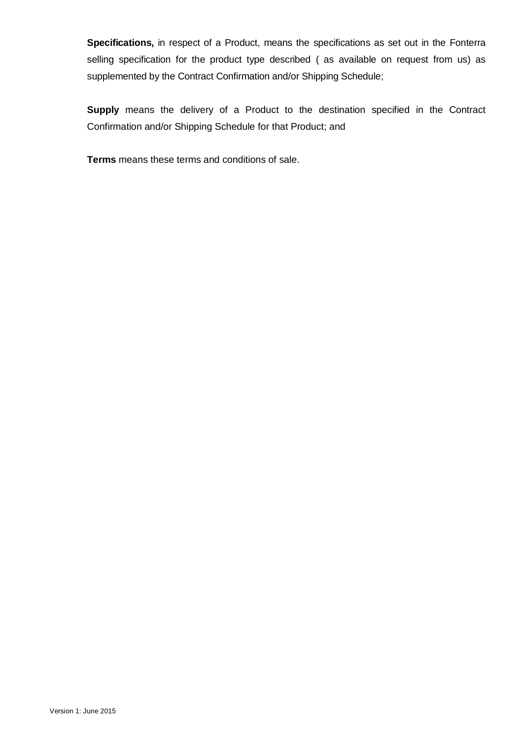**Specifications,** in respect of a Product, means the specifications as set out in the Fonterra selling specification for the product type described ( as available on request from us) as supplemented by the Contract Confirmation and/or Shipping Schedule;

**Supply** means the delivery of a Product to the destination specified in the Contract Confirmation and/or Shipping Schedule for that Product; and

**Terms** means these terms and conditions of sale.